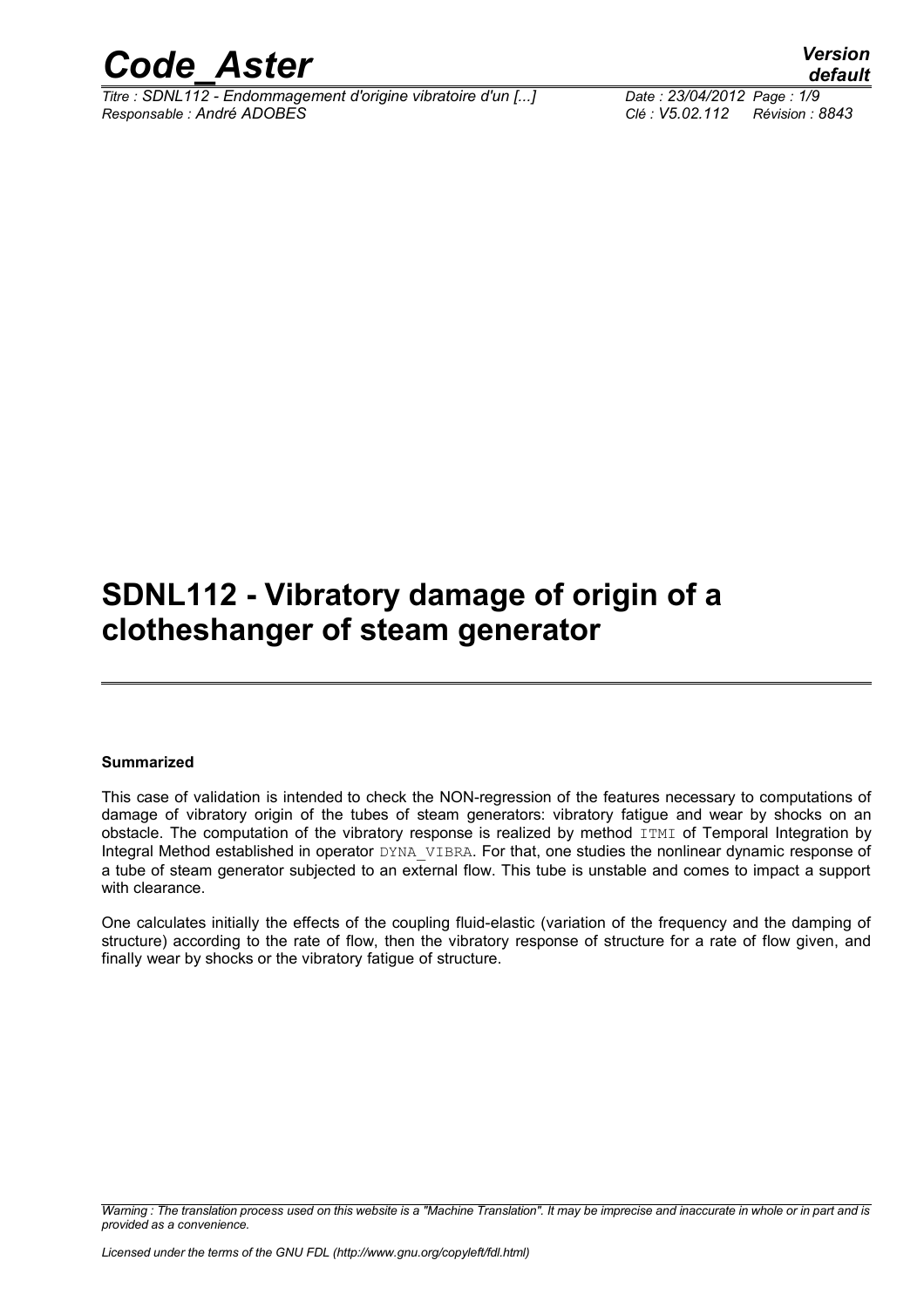# SDNL112 - Vibratory damage of origin of a clotheshanger of steam generator

**Summarized**

This case of validation is intended to check the NON-regression of the features necessary to computations of damage of vibratory origin of the tubes of steam generators: vibratory fatigue and wear by shocks on an obstacle. The computation of the vibratory response is realized by method ITMI of Temporal Integration by Integral Method established in operator DYNA_VIBRA. For that, one studies the nonlinear dynamic response of a tube of steam generator subjected to an external flow. This tube is unstable and comes to impact a support with clearance.

One calculates initially the effects of the coupling fluid-elastic (variation of the frequency and the damping of structure) according to the rate of flow, then the vibratory response of structure for a rate of flow given, and finally wear by shocks or the vibratory fatigue of structure.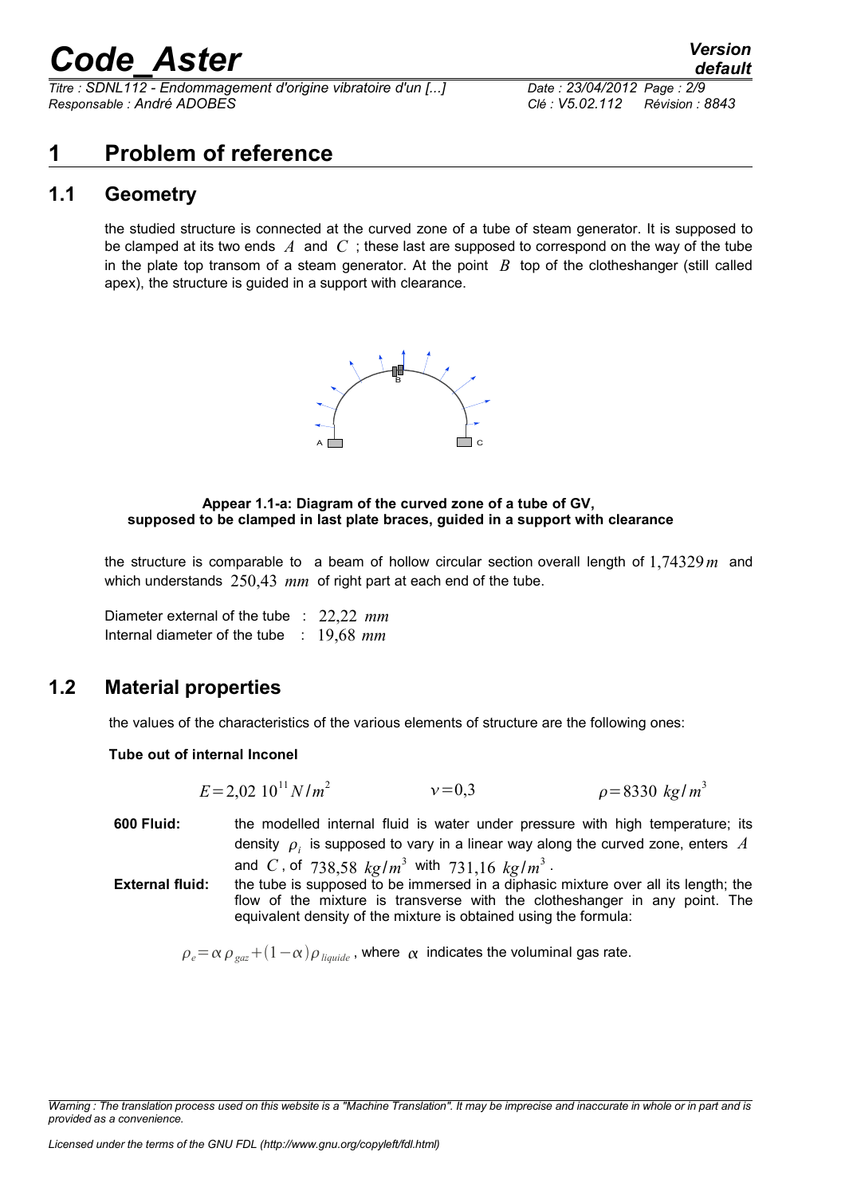# 1 Problem of reference

## 1.1 Geometry

the studied structure is connected at the curved zone of a tube of steam generator. It is supposed to be clamped at its two ends $A$ and $C$ ; these last are supposed to correspond on the way of the tube in the plate top transom of a steam generator. At the point $B$ top of the clotheshanger (still called apex), the structure is guided in a support with clearance.

**Appear 1.1-a: Diagram of the curved zone of a tube of GV, supposed to be clamped in last plate braces, guided in a support with clearance**

the structure is comparable to a beam of hollow circular section overall length of $1{,}74329\,m$ and which understands $250{,}43\ mm$ of right part at each end of the tube.

Diameter external of the tube : $22{,}22\ mm$
Internal diameter of the tube : $19{,}68\ mm$

## 1.2 Material properties

the values of the characteristics of the various elements of structure are the following ones:

**Tube out of internal Inconel**

$$E = 2{,}02\ 10^{11}\,N/m^2 \qquad \nu = 0{,}3 \qquad \rho = 8330\ kg/m^3$$

**600 Fluid:** the modelled internal fluid is water under pressure with high temperature; its density $\rho_i$ is supposed to vary in a linear way along the curved zone, enters $A$ and $C$, of $738{,}58\ kg/m^3$ with $731{,}16\ kg/m^3$.

**External fluid:** the tube is supposed to be immersed in a diphasic mixture over all its length; the flow of the mixture is transverse with the clotheshanger in any point. The equivalent density of the mixture is obtained using the formula:

$\rho_e = \alpha\,\rho_{gaz} + (1-\alpha)\,\rho_{liquide}$ , where $\alpha$ indicates the voluminal gas rate.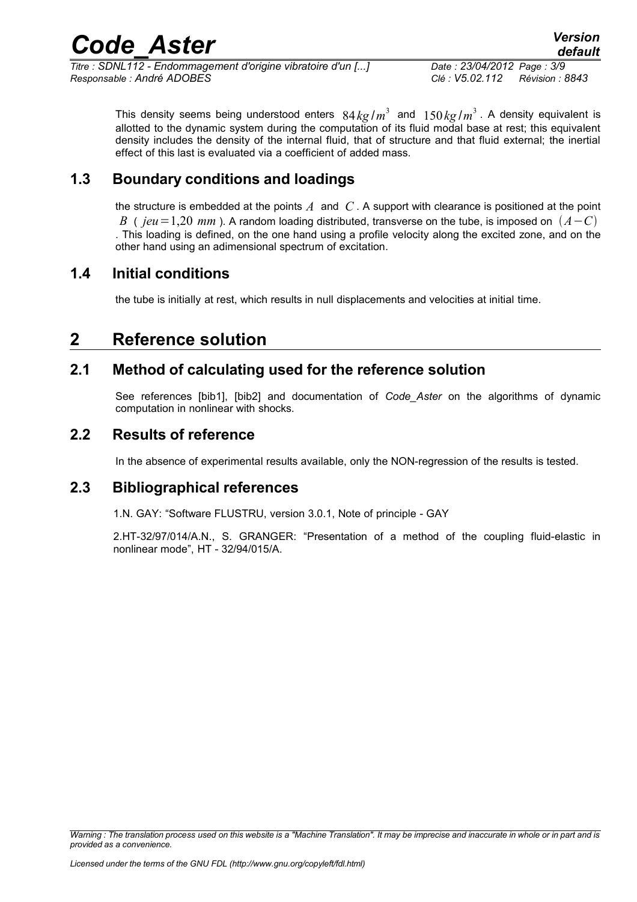This density seems being understood enters $84\,kg/m^3$ and $150\,kg/m^3$. A density equivalent is allotted to the dynamic system during the computation of its fluid modal base at rest; this equivalent density includes the density of the internal fluid, that of structure and that fluid external; the inertial effect of this last is evaluated via a coefficient of added mass.

## 1.3 Boundary conditions and loadings

the structure is embedded at the points $A$ and $C$. A support with clearance is positioned at the point $B$ ( $jeu=1{,}20\ mm$ ). A random loading distributed, transverse on the tube, is imposed on $(A-C)$ . This loading is defined, on the one hand using a profile velocity along the excited zone, and on the other hand using an adimensional spectrum of excitation.

## 1.4 Initial conditions

the tube is initially at rest, which results in null displacements and velocities at initial time.

# 2 Reference solution

## 2.1 Method of calculating used for the reference solution

See references [bib1], [bib2] and documentation of *Code_Aster* on the algorithms of dynamic computation in nonlinear with shocks.

## 2.2 Results of reference

In the absence of experimental results available, only the NON-regression of the results is tested.

## 2.3 Bibliographical references

1.N. GAY: "Software FLUSTRU, version 3.0.1, Note of principle - GAY

2.HT-32/97/014/A.N., S. GRANGER: "Presentation of a method of the coupling fluid-elastic in nonlinear mode", HT - 32/94/015/A.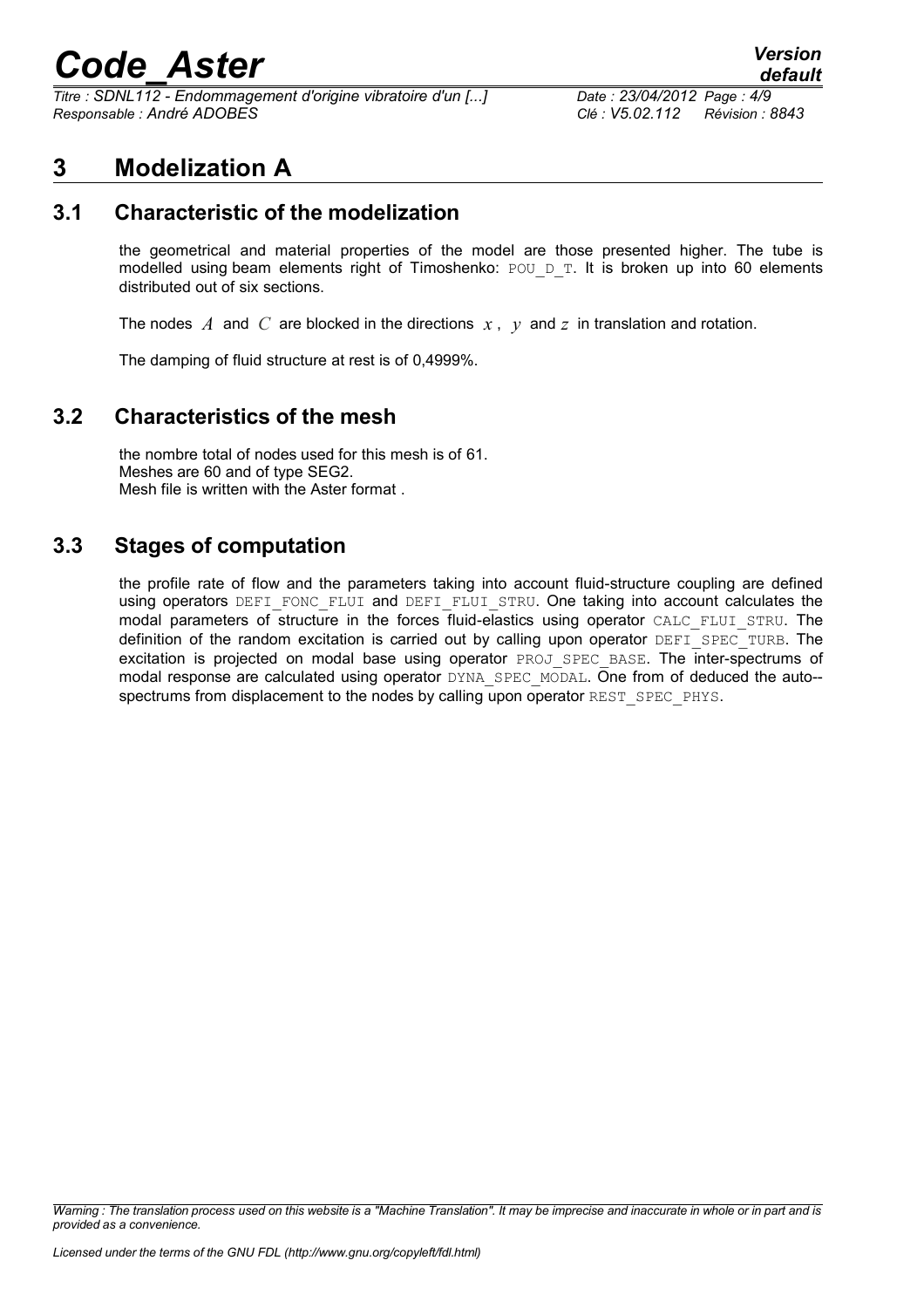# 3 Modelization A

## 3.1 Characteristic of the modelization

the geometrical and material properties of the model are those presented higher. The tube is modelled using beam elements right of Timoshenko: POU_D_T. It is broken up into 60 elements distributed out of six sections.

The nodes $A$ and $C$ are blocked in the directions $x$, $y$ and $z$ in translation and rotation.

The damping of fluid structure at rest is of 0,4999%.

## 3.2 Characteristics of the mesh

the nombre total of nodes used for this mesh is of 61.
Meshes are 60 and of type SEG2.
Mesh file is written with the Aster format .

## 3.3 Stages of computation

the profile rate of flow and the parameters taking into account fluid-structure coupling are defined using operators DEFI_FONC_FLUI and DEFI_FLUI_STRU. One taking into account calculates the modal parameters of structure in the forces fluid-elastics using operator CALC_FLUI_STRU. The definition of the random excitation is carried out by calling upon operator DEFI_SPEC_TURB. The excitation is projected on modal base using operator PROJ_SPEC_BASE. The inter-spectrums of modal response are calculated using operator DYNA_SPEC_MODAL. One from of deduced the auto--spectrums from displacement to the nodes by calling upon operator REST_SPEC_PHYS.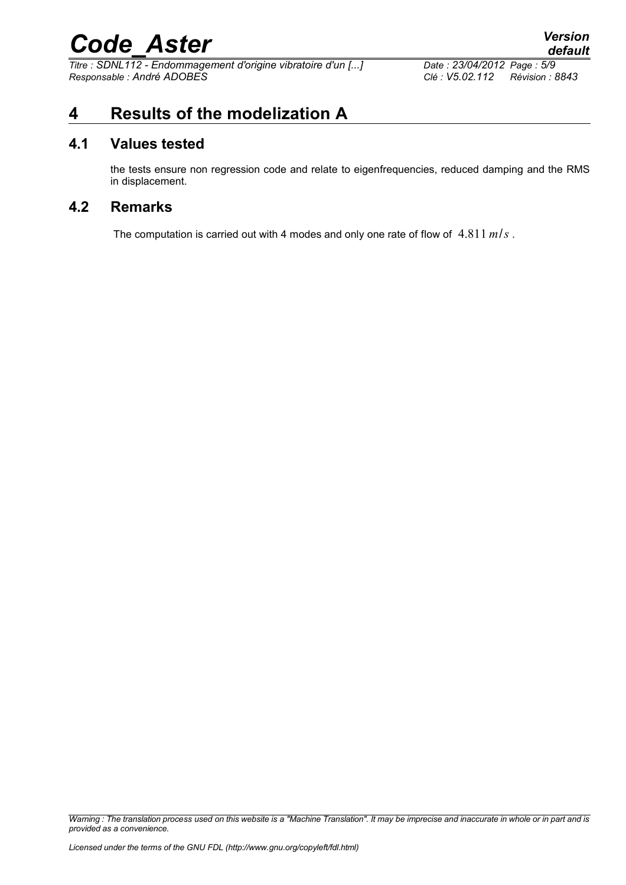# 4 Results of the modelization A

## 4.1 Values tested

the tests ensure non regression code and relate to eigenfrequencies, reduced damping and the RMS in displacement.

## 4.2 Remarks

The computation is carried out with 4 modes and only one rate of flow of $4.811\ m/s$ .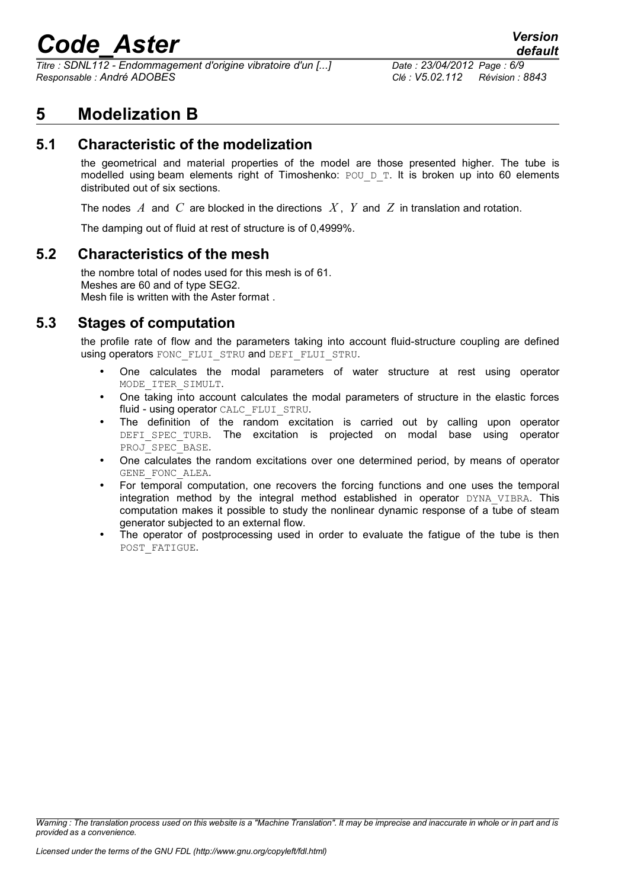# 5 Modelization B

## 5.1 Characteristic of the modelization

the geometrical and material properties of the model are those presented higher. The tube is modelled using beam elements right of Timoshenko: POU_D_T. It is broken up into 60 elements distributed out of six sections.

The nodes $A$ and $C$ are blocked in the directions $X$, $Y$ and $Z$ in translation and rotation.

The damping out of fluid at rest of structure is of 0,4999%.

## 5.2 Characteristics of the mesh

the nombre total of nodes used for this mesh is of 61.
Meshes are 60 and of type SEG2.
Mesh file is written with the Aster format .

## 5.3 Stages of computation

the profile rate of flow and the parameters taking into account fluid-structure coupling are defined using operators FONC_FLUI_STRU and DEFI_FLUI_STRU.

- One calculates the modal parameters of water structure at rest using operator MODE_ITER_SIMULT.
- One taking into account calculates the modal parameters of structure in the elastic forces fluid - using operator CALC_FLUI_STRU.
- The definition of the random excitation is carried out by calling upon operator DEFI_SPEC_TURB. The excitation is projected on modal base using operator PROJ_SPEC_BASE.
- One calculates the random excitations over one determined period, by means of operator GENE_FONC_ALEA.
- For temporal computation, one recovers the forcing functions and one uses the temporal integration method by the integral method established in operator DYNA_VIBRA. This computation makes it possible to study the nonlinear dynamic response of a tube of steam generator subjected to an external flow.
- The operator of postprocessing used in order to evaluate the fatigue of the tube is then POST_FATIGUE.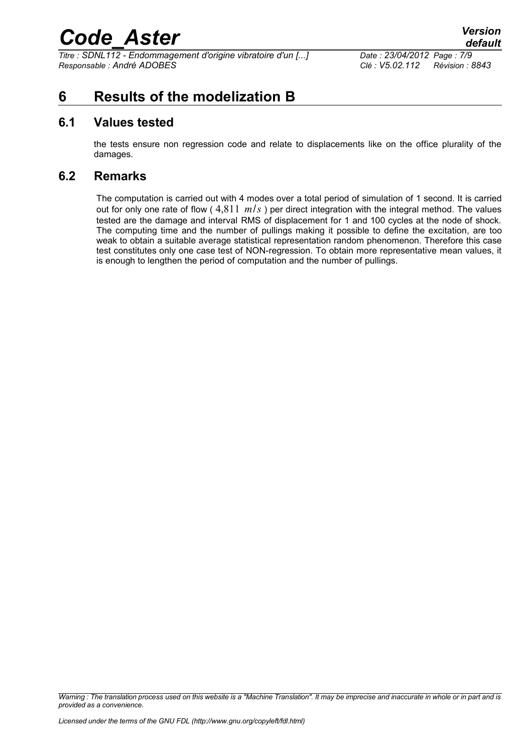# 6 Results of the modelization B

## 6.1 Values tested

the tests ensure non regression code and relate to displacements like on the office plurality of the damages.

## 6.2 Remarks

The computation is carried out with 4 modes over a total period of simulation of 1 second. It is carried out for only one rate of flow ( $4{,}811\ m/s$ ) per direct integration with the integral method. The values tested are the damage and interval RMS of displacement for 1 and 100 cycles at the node of shock. The computing time and the number of pullings making it possible to define the excitation, are too weak to obtain a suitable average statistical representation random phenomenon. Therefore this case test constitutes only one case test of NON-regression. To obtain more representative mean values, it is enough to lengthen the period of computation and the number of pullings.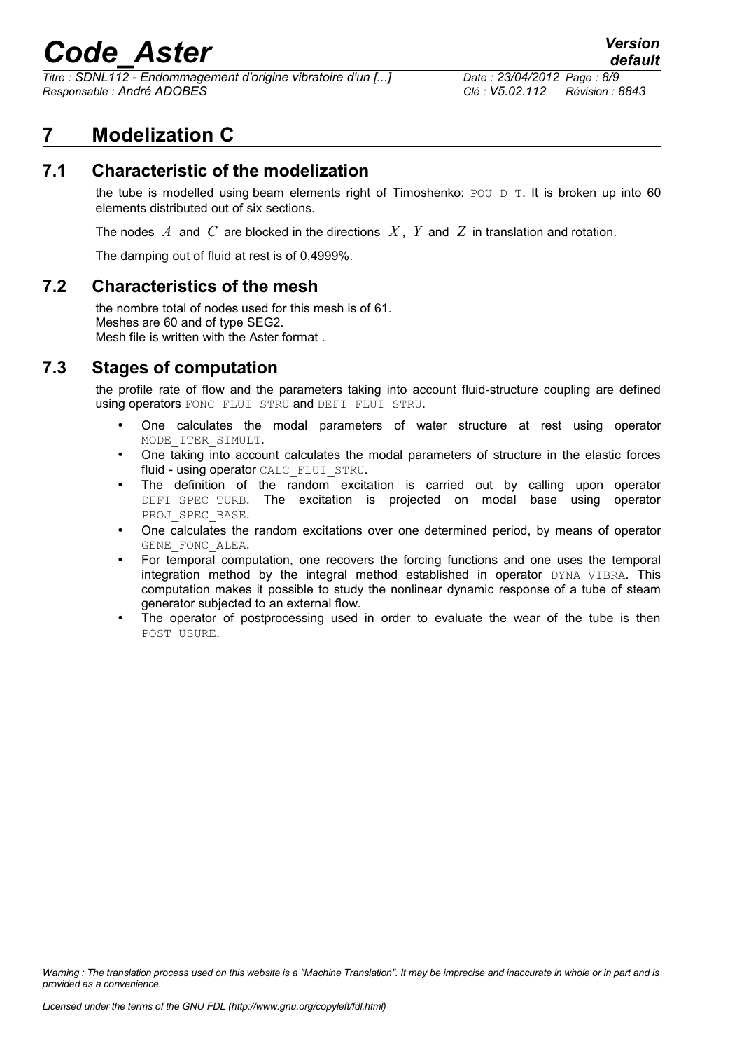# 7 Modelization C

## 7.1 Characteristic of the modelization

the tube is modelled using beam elements right of Timoshenko: POU_D_T. It is broken up into 60 elements distributed out of six sections.

The nodes $A$ and $C$ are blocked in the directions $X$, $Y$ and $Z$ in translation and rotation.

The damping out of fluid at rest is of 0,4999%.

## 7.2 Characteristics of the mesh

the nombre total of nodes used for this mesh is of 61.
Meshes are 60 and of type SEG2.
Mesh file is written with the Aster format .

## 7.3 Stages of computation

the profile rate of flow and the parameters taking into account fluid-structure coupling are defined using operators FONC_FLUI_STRU and DEFI_FLUI_STRU.

- One calculates the modal parameters of water structure at rest using operator MODE_ITER_SIMULT.
- One taking into account calculates the modal parameters of structure in the elastic forces fluid - using operator CALC_FLUI_STRU.
- The definition of the random excitation is carried out by calling upon operator DEFI_SPEC_TURB. The excitation is projected on modal base using operator PROJ_SPEC_BASE.
- One calculates the random excitations over one determined period, by means of operator GENE_FONC_ALEA.
- For temporal computation, one recovers the forcing functions and one uses the temporal integration method by the integral method established in operator DYNA_VIBRA. This computation makes it possible to study the nonlinear dynamic response of a tube of steam generator subjected to an external flow.
- The operator of postprocessing used in order to evaluate the wear of the tube is then POST_USURE.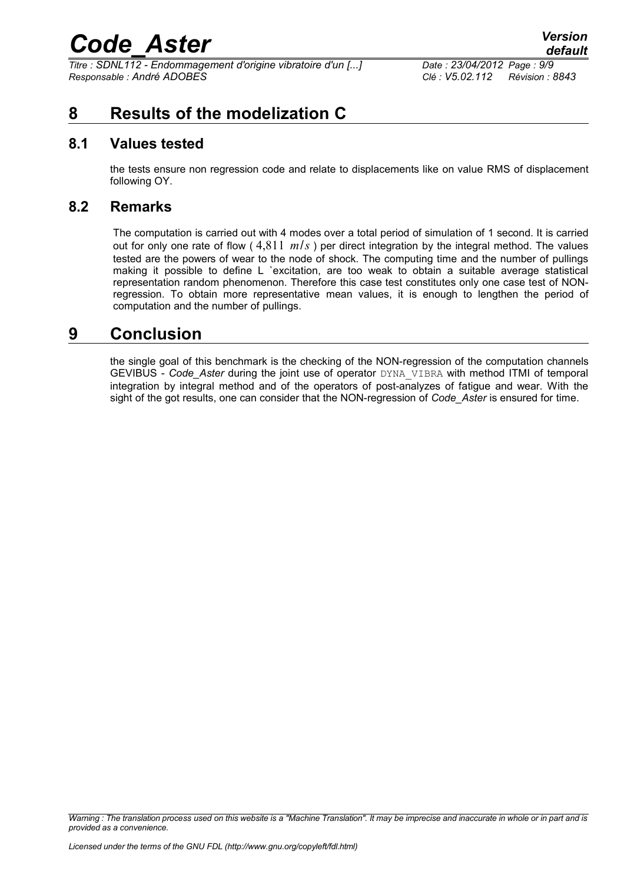# 8 Results of the modelization C

## 8.1 Values tested

the tests ensure non regression code and relate to displacements like on value RMS of displacement following OY.

## 8.2 Remarks

The computation is carried out with 4 modes over a total period of simulation of 1 second. It is carried out for only one rate of flow ( $4,811\ m/s$ ) per direct integration by the integral method. The values tested are the powers of wear to the node of shock. The computing time and the number of pullings making it possible to define L `excitation, are too weak to obtain a suitable average statistical representation random phenomenon. Therefore this case test constitutes only one case test of NON-regression. To obtain more representative mean values, it is enough to lengthen the period of computation and the number of pullings.

# 9 Conclusion

the single goal of this benchmark is the checking of the NON-regression of the computation channels GEVIBUS - *Code_Aster* during the joint use of operator DYNA_VIBRA with method ITMI of temporal integration by integral method and of the operators of post-analyzes of fatigue and wear. With the sight of the got results, one can consider that the NON-regression of *Code_Aster* is ensured for time.